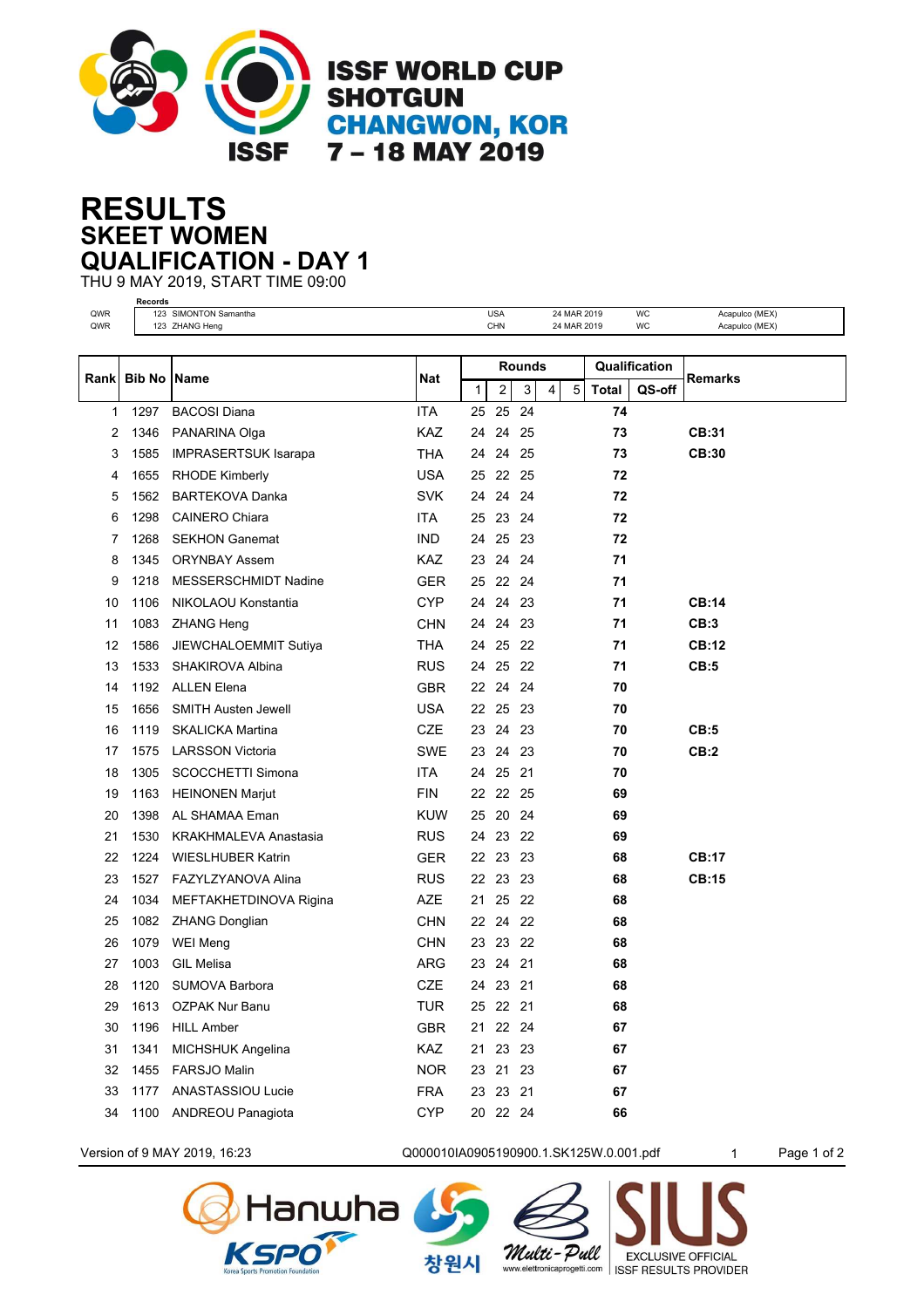# ISSF WORLD CUP SHOTGUN
## CHANGWON, KOR
## 7 – 18 MAY 2019

# RESULTS
## SKEET WOMEN
## QUALIFICATION - DAY 1

THU 9 MAY 2019, START TIME 09:00

**Records**

| | | | | | |
|---|---|---|---|---|---|
| QWR | 123 SIMONTON Samantha | USA | 24 MAR 2019 | WC | Acapulco (MEX) |
| QWR | 123 ZHANG Heng | CHN | 24 MAR 2019 | WC | Acapulco (MEX) |

| Rank | Bib No | Name | Nat | Rounds 1 | 2 | 3 | 4 | 5 | Qualification Total | QS-off | Remarks |
|---|---|---|---|---|---|---|---|---|---|---|---|
| 1 | 1297 | BACOSI Diana | ITA | 25 | 25 | 24 | | | 74 | | |
| 2 | 1346 | PANARINA Olga | KAZ | 24 | 24 | 25 | | | 73 | | CB:31 |
| 3 | 1585 | IMPRASERTSUK Isarapa | THA | 24 | 24 | 25 | | | 73 | | CB:30 |
| 4 | 1655 | RHODE Kimberly | USA | 25 | 22 | 25 | | | 72 | | |
| 5 | 1562 | BARTEKOVA Danka | SVK | 24 | 24 | 24 | | | 72 | | |
| 6 | 1298 | CAINERO Chiara | ITA | 25 | 23 | 24 | | | 72 | | |
| 7 | 1268 | SEKHON Ganemat | IND | 24 | 25 | 23 | | | 72 | | |
| 8 | 1345 | ORYNBAY Assem | KAZ | 23 | 24 | 24 | | | 71 | | |
| 9 | 1218 | MESSERSCHMIDT Nadine | GER | 25 | 22 | 24 | | | 71 | | |
| 10 | 1106 | NIKOLAOU Konstantia | CYP | 24 | 24 | 23 | | | 71 | | CB:14 |
| 11 | 1083 | ZHANG Heng | CHN | 24 | 24 | 23 | | | 71 | | CB:3 |
| 12 | 1586 | JIEWCHALOEMMIT Sutiya | THA | 24 | 25 | 22 | | | 71 | | CB:12 |
| 13 | 1533 | SHAKIROVA Albina | RUS | 24 | 25 | 22 | | | 71 | | CB:5 |
| 14 | 1192 | ALLEN Elena | GBR | 22 | 24 | 24 | | | 70 | | |
| 15 | 1656 | SMITH Austen Jewell | USA | 22 | 25 | 23 | | | 70 | | |
| 16 | 1119 | SKALICKA Martina | CZE | 23 | 24 | 23 | | | 70 | | CB:5 |
| 17 | 1575 | LARSSON Victoria | SWE | 23 | 24 | 23 | | | 70 | | CB:2 |
| 18 | 1305 | SCOCCHETTI Simona | ITA | 24 | 25 | 21 | | | 70 | | |
| 19 | 1163 | HEINONEN Marjut | FIN | 22 | 22 | 25 | | | 69 | | |
| 20 | 1398 | AL SHAMAA Eman | KUW | 25 | 20 | 24 | | | 69 | | |
| 21 | 1530 | KRAKHMALEVA Anastasia | RUS | 24 | 23 | 22 | | | 69 | | |
| 22 | 1224 | WIESLHUBER Katrin | GER | 22 | 23 | 23 | | | 68 | | CB:17 |
| 23 | 1527 | FAZYLZYANOVA Alina | RUS | 22 | 23 | 23 | | | 68 | | CB:15 |
| 24 | 1034 | MEFTAKHETDINOVA Rigina | AZE | 21 | 25 | 22 | | | 68 | | |
| 25 | 1082 | ZHANG Donglian | CHN | 22 | 24 | 22 | | | 68 | | |
| 26 | 1079 | WEI Meng | CHN | 23 | 23 | 22 | | | 68 | | |
| 27 | 1003 | GIL Melisa | ARG | 23 | 24 | 21 | | | 68 | | |
| 28 | 1120 | SUMOVA Barbora | CZE | 24 | 23 | 21 | | | 68 | | |
| 29 | 1613 | OZPAK Nur Banu | TUR | 25 | 22 | 21 | | | 68 | | |
| 30 | 1196 | HILL Amber | GBR | 21 | 22 | 24 | | | 67 | | |
| 31 | 1341 | MICHSHUK Angelina | KAZ | 21 | 23 | 23 | | | 67 | | |
| 32 | 1455 | FARSJO Malin | NOR | 23 | 21 | 23 | | | 67 | | |
| 33 | 1177 | ANASTASSIOU Lucie | FRA | 23 | 23 | 21 | | | 67 | | |
| 34 | 1100 | ANDREOU Panagiota | CYP | 20 | 22 | 24 | | | 66 | | |

Version of 9 MAY 2019, 16:23 Q000010IA0905190900.1.SK125W.0.001.pdf 1

Hanwha KSPO Korea Sports Promotion Foundation 창원시 Multi-Pull www.elettronicaprogetti.com SIUS EXCLUSIVE OFFICIAL ISSF RESULTS PROVIDER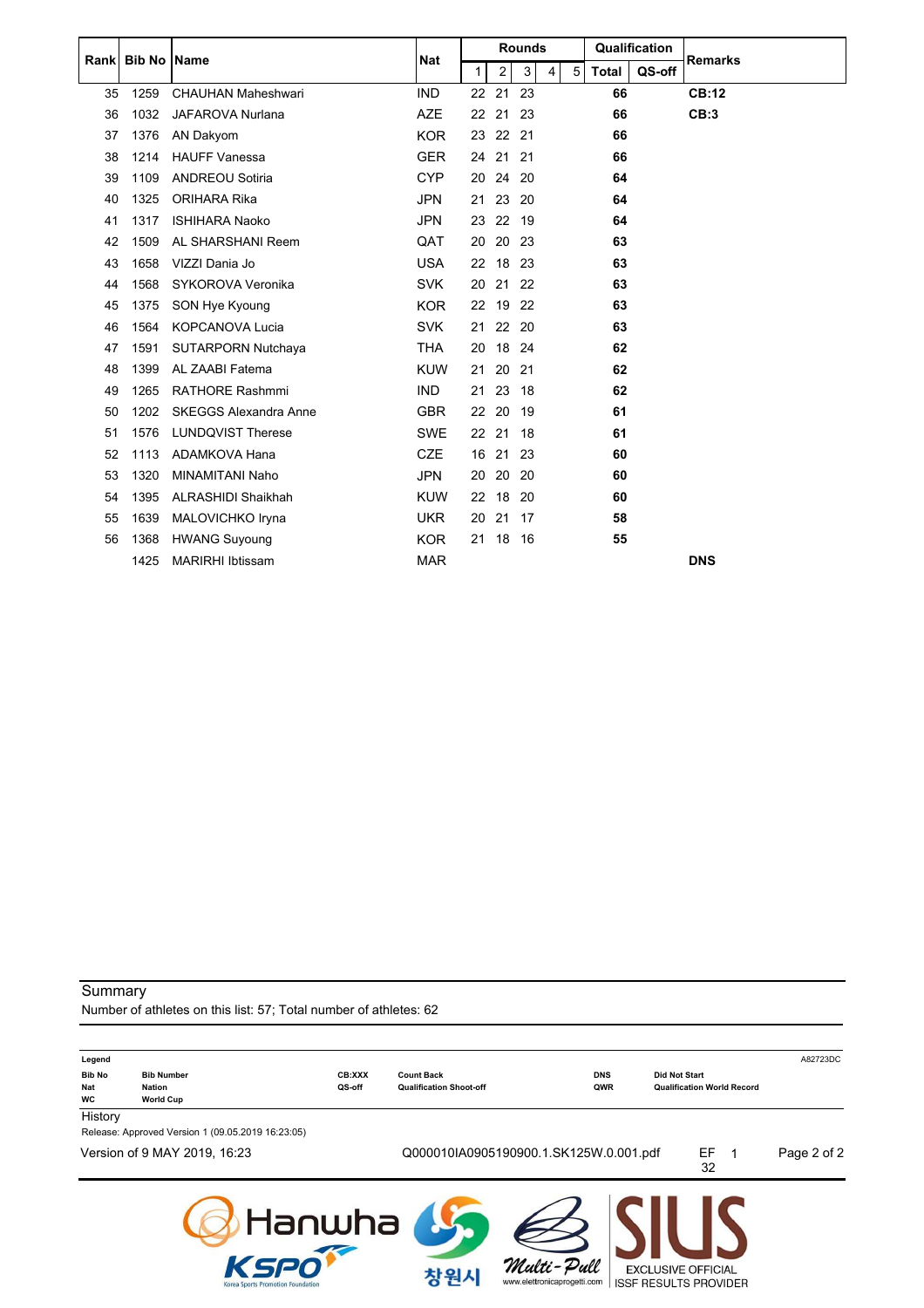| Rank | Bib No | Name | Nat | Rounds | | | | | Qualification | | Remarks |
|---|---|---|---|---|---|---|---|---|---|---|---|
| | | | | 1 | 2 | 3 | 4 | 5 | Total | QS-off | |
| 35 | 1259 | CHAUHAN Maheshwari | IND | 22 | 21 | 23 | | | **66** | | **CB:12** |
| 36 | 1032 | JAFAROVA Nurlana | AZE | 22 | 21 | 23 | | | **66** | | **CB:3** |
| 37 | 1376 | AN Dakyom | KOR | 23 | 22 | 21 | | | **66** | | |
| 38 | 1214 | HAUFF Vanessa | GER | 24 | 21 | 21 | | | **66** | | |
| 39 | 1109 | ANDREOU Sotiria | CYP | 20 | 24 | 20 | | | **64** | | |
| 40 | 1325 | ORIHARA Rika | JPN | 21 | 23 | 20 | | | **64** | | |
| 41 | 1317 | ISHIHARA Naoko | JPN | 23 | 22 | 19 | | | **64** | | |
| 42 | 1509 | AL SHARSHANI Reem | QAT | 20 | 20 | 23 | | | **63** | | |
| 43 | 1658 | VIZZI Dania Jo | USA | 22 | 18 | 23 | | | **63** | | |
| 44 | 1568 | SYKOROVA Veronika | SVK | 20 | 21 | 22 | | | **63** | | |
| 45 | 1375 | SON Hye Kyoung | KOR | 22 | 19 | 22 | | | **63** | | |
| 46 | 1564 | KOPCANOVA Lucia | SVK | 21 | 22 | 20 | | | **63** | | |
| 47 | 1591 | SUTARPORN Nutchaya | THA | 20 | 18 | 24 | | | **62** | | |
| 48 | 1399 | AL ZAABI Fatema | KUW | 21 | 20 | 21 | | | **62** | | |
| 49 | 1265 | RATHORE Rashmmi | IND | 21 | 23 | 18 | | | **62** | | |
| 50 | 1202 | SKEGGS Alexandra Anne | GBR | 22 | 20 | 19 | | | **61** | | |
| 51 | 1576 | LUNDQVIST Therese | SWE | 22 | 21 | 18 | | | **61** | | |
| 52 | 1113 | ADAMKOVA Hana | CZE | 16 | 21 | 23 | | | **60** | | |
| 53 | 1320 | MINAMITANI Naho | JPN | 20 | 20 | 20 | | | **60** | | |
| 54 | 1395 | ALRASHIDI Shaikhah | KUW | 22 | 18 | 20 | | | **60** | | |
| 55 | 1639 | MALOVICHKO Iryna | UKR | 20 | 21 | 17 | | | **58** | | |
| 56 | 1368 | HWANG Suyoung | KOR | 21 | 18 | 16 | | | **55** | | |
| | 1425 | MARIRHI Ibtissam | MAR | | | | | | | | **DNS** |

Summary

Number of athletes on this list: 57; Total number of athletes: 62

**Legend**

| | | | | | |
|---|---|---|---|---|---|
| Bib No | Bib Number | CB:XXX | Count Back | DNS | Did Not Start |
| Nat | Nation | QS-off | Qualification Shoot-off | QWR | Qualification World Record |
| WC | World Cup | | | | |

A82723DC

History

Release: Approved Version 1 (09.05.2019 16:23:05)

Version of 9 MAY 2019, 16:23

Q000010IA0905190900.1.SK125W.0.001.pdf

EF 1 32

Hanwha KSPO Korea Sports Promotion Foundation 창원시 Multi-Pull www.elettronicaprogetti.com SIUS EXCLUSIVE OFFICIAL ISSF RESULTS PROVIDER